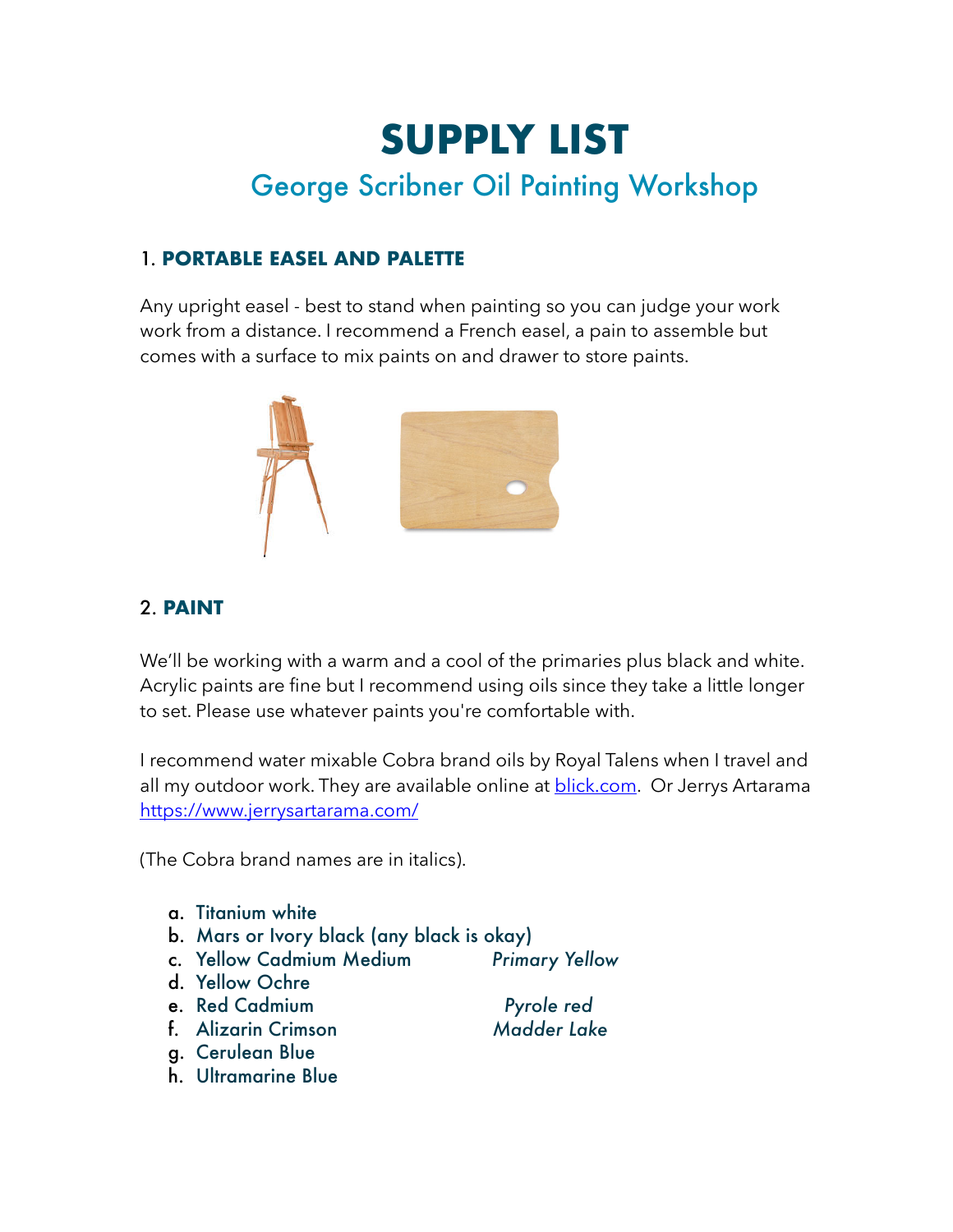# SUPPLY LIST

## George Scribner Oil Painting Workshop

### 1. **PORTABLE EASEL AND PALETTE**

Any upright easel - best to stand when painting so you can judge your work work from a distance. I recommend a French easel, a pain to assemble but comes with a surface to mix paints on and drawer to store paints.

### 2. **PAINT**

We'll be working with a warm and a cool of the primaries plus black and white. Acrylic paints are fine but I recommend using oils since they take a little longer to set. Please use whatever paints you're comfortable with.

I recommend water mixable Cobra brand oils by Royal Talens when I travel and all my outdoor work. They are available online at [blick.com](blick.com). Or Jerrys Artarama [https://www.jerrysartarama.com/](https://www.jerrysartarama.com/)

(The Cobra brand names are in italics).

a. Titanium white
b. Mars or Ivory black (any black is okay)
c. Yellow Cadmium Medium *Primary Yellow*
d. Yellow Ochre
e. Red Cadmium *Pyrole red*
f. Alizarin Crimson *Madder Lake*
g. Cerulean Blue
h. Ultramarine Blue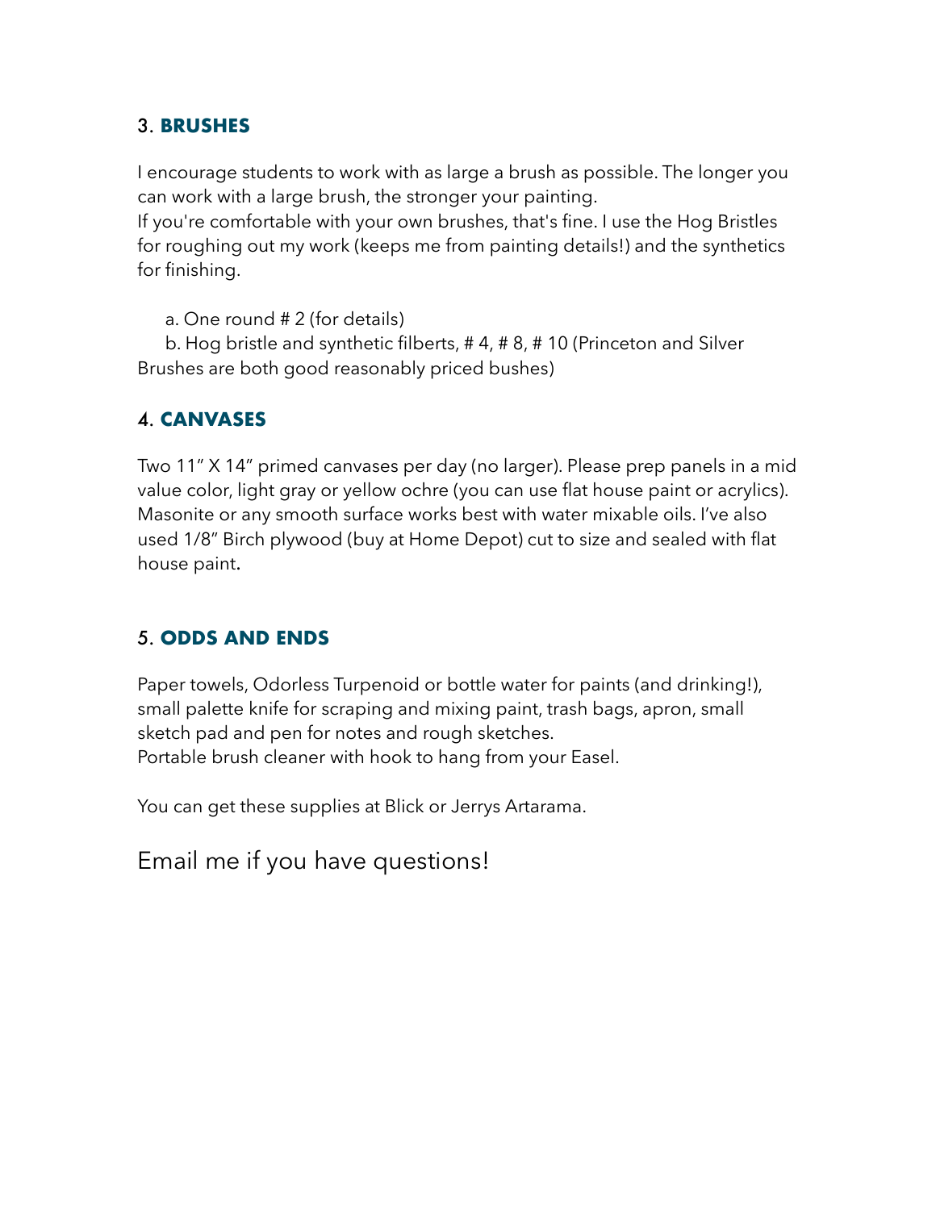### 3. **BRUSHES**

I encourage students to work with as large a brush as possible. The longer you can work with a large brush, the stronger your painting.
If you're comfortable with your own brushes, that's fine. I use the Hog Bristles for roughing out my work (keeps me from painting details!) and the synthetics for finishing.

a. One round # 2 (for details)
b. Hog bristle and synthetic filberts, # 4, # 8, # 10 (Princeton and Silver Brushes are both good reasonably priced bushes)

### 4. **CANVASES**

Two 11" X 14" primed canvases per day (no larger). Please prep panels in a mid value color, light gray or yellow ochre (you can use flat house paint or acrylics). Masonite or any smooth surface works best with water mixable oils. I've also used 1/8" Birch plywood (buy at Home Depot) cut to size and sealed with flat house paint.

### 5. **ODDS AND ENDS**

Paper towels, Odorless Turpenoid or bottle water for paints (and drinking!), small palette knife for scraping and mixing paint, trash bags, apron, small sketch pad and pen for notes and rough sketches.
Portable brush cleaner with hook to hang from your Easel.

You can get these supplies at Blick or Jerrys Artarama.

Email me if you have questions!